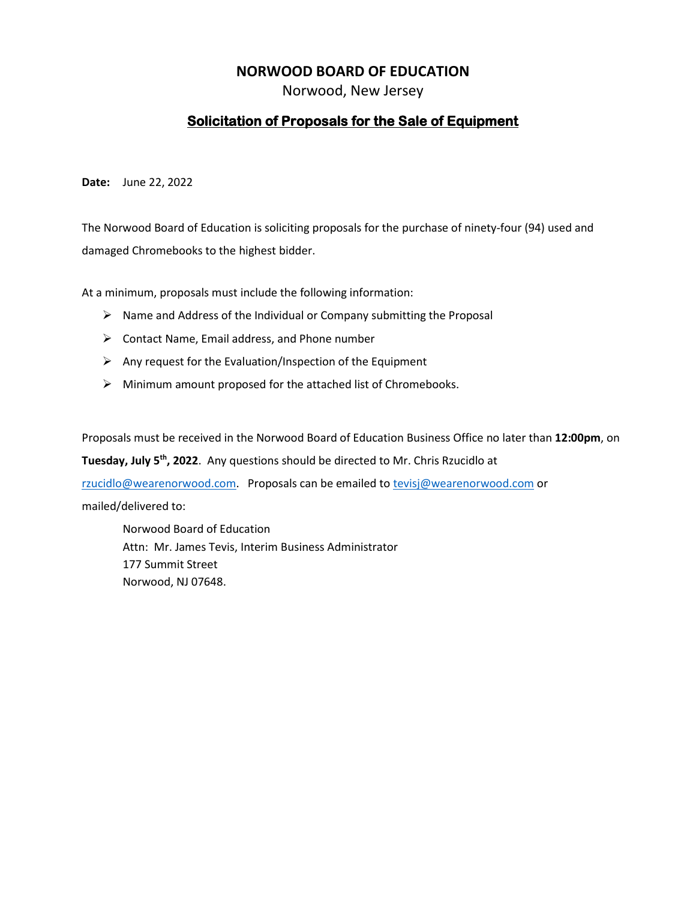# NORWOOD BOARD OF EDUCATION

Norwood, New Jersey

## Solicitation of Proposals for the Sale of Equipment

**Date:** June 22, 2022

The Norwood Board of Education is soliciting proposals for the purchase of ninety-four (94) used and damaged Chromebooks to the highest bidder.

At a minimum, proposals must include the following information:

- Name and Address of the Individual or Company submitting the Proposal
- Contact Name, Email address, and Phone number
- Any request for the Evaluation/Inspection of the Equipment
- Minimum amount proposed for the attached list of Chromebooks.

Proposals must be received in the Norwood Board of Education Business Office no later than **12:00pm**, on **Tuesday, July 5th, 2022**. Any questions should be directed to Mr. Chris Rzucidlo at rzucidlo@wearenorwood.com. Proposals can be emailed to tevisj@wearenorwood.com or mailed/delivered to:

Norwood Board of Education  
Attn: Mr. James Tevis, Interim Business Administrator  
177 Summit Street  
Norwood, NJ 07648.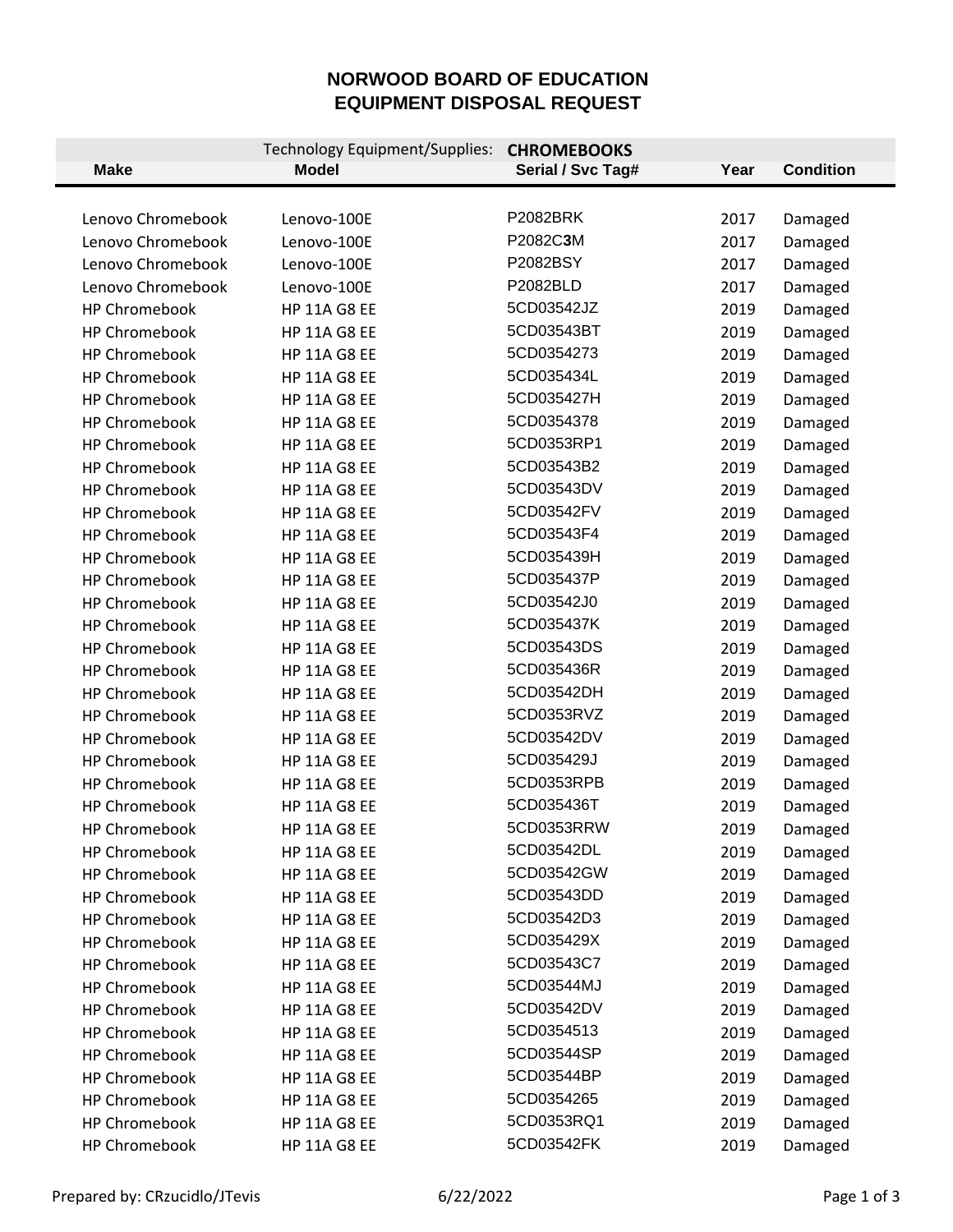# NORWOOD BOARD OF EDUCATION
# EQUIPMENT DISPOSAL REQUEST

| | Technology Equipment/Supplies: | **CHROMEBOOKS** | | |
|---|---|---|---|---|
| **Make** | **Model** | **Serial / Svc Tag#** | **Year** | **Condition** |
| Lenovo Chromebook | Lenovo-100E | P2082BRK | 2017 | Damaged |
| Lenovo Chromebook | Lenovo-100E | P2082C**3**M | 2017 | Damaged |
| Lenovo Chromebook | Lenovo-100E | P2082BSY | 2017 | Damaged |
| Lenovo Chromebook | Lenovo-100E | P2082BLD | 2017 | Damaged |
| HP Chromebook | HP 11A G8 EE | 5CD03542JZ | 2019 | Damaged |
| HP Chromebook | HP 11A G8 EE | 5CD03543BT | 2019 | Damaged |
| HP Chromebook | HP 11A G8 EE | 5CD0354273 | 2019 | Damaged |
| HP Chromebook | HP 11A G8 EE | 5CD035434L | 2019 | Damaged |
| HP Chromebook | HP 11A G8 EE | 5CD035427H | 2019 | Damaged |
| HP Chromebook | HP 11A G8 EE | 5CD0354378 | 2019 | Damaged |
| HP Chromebook | HP 11A G8 EE | 5CD0353RP1 | 2019 | Damaged |
| HP Chromebook | HP 11A G8 EE | 5CD03543B2 | 2019 | Damaged |
| HP Chromebook | HP 11A G8 EE | 5CD03543DV | 2019 | Damaged |
| HP Chromebook | HP 11A G8 EE | 5CD03542FV | 2019 | Damaged |
| HP Chromebook | HP 11A G8 EE | 5CD03543F4 | 2019 | Damaged |
| HP Chromebook | HP 11A G8 EE | 5CD035439H | 2019 | Damaged |
| HP Chromebook | HP 11A G8 EE | 5CD035437P | 2019 | Damaged |
| HP Chromebook | HP 11A G8 EE | 5CD03542J0 | 2019 | Damaged |
| HP Chromebook | HP 11A G8 EE | 5CD035437K | 2019 | Damaged |
| HP Chromebook | HP 11A G8 EE | 5CD03543DS | 2019 | Damaged |
| HP Chromebook | HP 11A G8 EE | 5CD035436R | 2019 | Damaged |
| HP Chromebook | HP 11A G8 EE | 5CD03542DH | 2019 | Damaged |
| HP Chromebook | HP 11A G8 EE | 5CD0353RVZ | 2019 | Damaged |
| HP Chromebook | HP 11A G8 EE | 5CD03542DV | 2019 | Damaged |
| HP Chromebook | HP 11A G8 EE | 5CD035429J | 2019 | Damaged |
| HP Chromebook | HP 11A G8 EE | 5CD0353RPB | 2019 | Damaged |
| HP Chromebook | HP 11A G8 EE | 5CD035436T | 2019 | Damaged |
| HP Chromebook | HP 11A G8 EE | 5CD0353RRW | 2019 | Damaged |
| HP Chromebook | HP 11A G8 EE | 5CD03542DL | 2019 | Damaged |
| HP Chromebook | HP 11A G8 EE | 5CD03542GW | 2019 | Damaged |
| HP Chromebook | HP 11A G8 EE | 5CD03543DD | 2019 | Damaged |
| HP Chromebook | HP 11A G8 EE | 5CD03542D3 | 2019 | Damaged |
| HP Chromebook | HP 11A G8 EE | 5CD035429X | 2019 | Damaged |
| HP Chromebook | HP 11A G8 EE | 5CD03543C7 | 2019 | Damaged |
| HP Chromebook | HP 11A G8 EE | 5CD03544MJ | 2019 | Damaged |
| HP Chromebook | HP 11A G8 EE | 5CD03542DV | 2019 | Damaged |
| HP Chromebook | HP 11A G8 EE | 5CD0354513 | 2019 | Damaged |
| HP Chromebook | HP 11A G8 EE | 5CD03544SP | 2019 | Damaged |
| HP Chromebook | HP 11A G8 EE | 5CD03544BP | 2019 | Damaged |
| HP Chromebook | HP 11A G8 EE | 5CD0354265 | 2019 | Damaged |
| HP Chromebook | HP 11A G8 EE | 5CD0353RQ1 | 2019 | Damaged |
| HP Chromebook | HP 11A G8 EE | 5CD03542FK | 2019 | Damaged |

Prepared by: CRzucidlo/JTevis    6/22/2022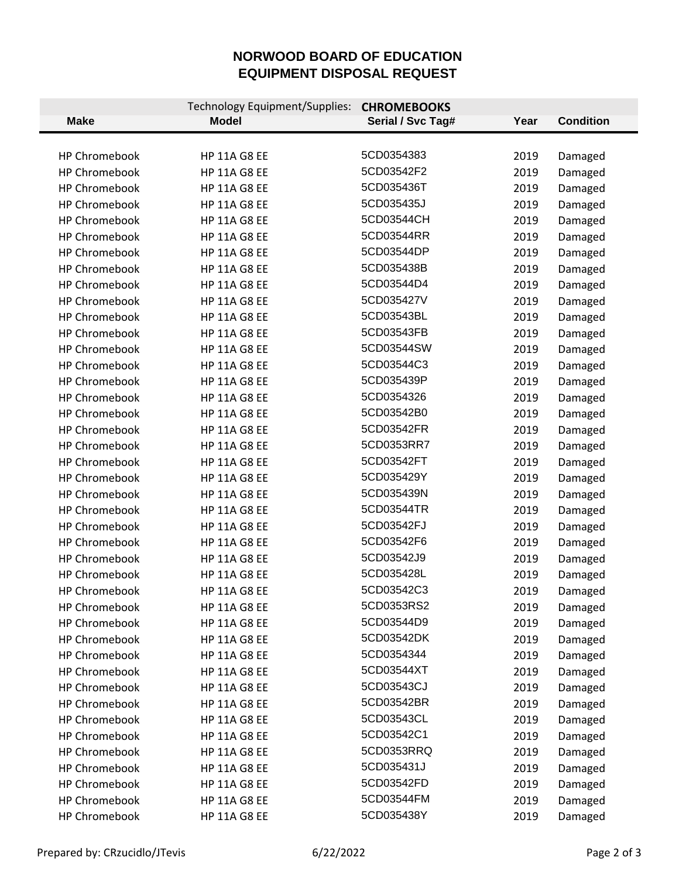# NORWOOD BOARD OF EDUCATION
## EQUIPMENT DISPOSAL REQUEST

Technology Equipment/Supplies: **CHROMEBOOKS**

| Make | Model | Serial / Svc Tag# | Year | Condition |
|---|---|---|---|---|
| HP Chromebook | HP 11A G8 EE | 5CD0354383 | 2019 | Damaged |
| HP Chromebook | HP 11A G8 EE | 5CD03542F2 | 2019 | Damaged |
| HP Chromebook | HP 11A G8 EE | 5CD035436T | 2019 | Damaged |
| HP Chromebook | HP 11A G8 EE | 5CD035435J | 2019 | Damaged |
| HP Chromebook | HP 11A G8 EE | 5CD03544CH | 2019 | Damaged |
| HP Chromebook | HP 11A G8 EE | 5CD03544RR | 2019 | Damaged |
| HP Chromebook | HP 11A G8 EE | 5CD03544DP | 2019 | Damaged |
| HP Chromebook | HP 11A G8 EE | 5CD035438B | 2019 | Damaged |
| HP Chromebook | HP 11A G8 EE | 5CD03544D4 | 2019 | Damaged |
| HP Chromebook | HP 11A G8 EE | 5CD035427V | 2019 | Damaged |
| HP Chromebook | HP 11A G8 EE | 5CD03543BL | 2019 | Damaged |
| HP Chromebook | HP 11A G8 EE | 5CD03543FB | 2019 | Damaged |
| HP Chromebook | HP 11A G8 EE | 5CD03544SW | 2019 | Damaged |
| HP Chromebook | HP 11A G8 EE | 5CD03544C3 | 2019 | Damaged |
| HP Chromebook | HP 11A G8 EE | 5CD035439P | 2019 | Damaged |
| HP Chromebook | HP 11A G8 EE | 5CD0354326 | 2019 | Damaged |
| HP Chromebook | HP 11A G8 EE | 5CD03542B0 | 2019 | Damaged |
| HP Chromebook | HP 11A G8 EE | 5CD03542FR | 2019 | Damaged |
| HP Chromebook | HP 11A G8 EE | 5CD0353RR7 | 2019 | Damaged |
| HP Chromebook | HP 11A G8 EE | 5CD03542FT | 2019 | Damaged |
| HP Chromebook | HP 11A G8 EE | 5CD035429Y | 2019 | Damaged |
| HP Chromebook | HP 11A G8 EE | 5CD035439N | 2019 | Damaged |
| HP Chromebook | HP 11A G8 EE | 5CD03544TR | 2019 | Damaged |
| HP Chromebook | HP 11A G8 EE | 5CD03542FJ | 2019 | Damaged |
| HP Chromebook | HP 11A G8 EE | 5CD03542F6 | 2019 | Damaged |
| HP Chromebook | HP 11A G8 EE | 5CD03542J9 | 2019 | Damaged |
| HP Chromebook | HP 11A G8 EE | 5CD035428L | 2019 | Damaged |
| HP Chromebook | HP 11A G8 EE | 5CD03542C3 | 2019 | Damaged |
| HP Chromebook | HP 11A G8 EE | 5CD0353RS2 | 2019 | Damaged |
| HP Chromebook | HP 11A G8 EE | 5CD03544D9 | 2019 | Damaged |
| HP Chromebook | HP 11A G8 EE | 5CD03542DK | 2019 | Damaged |
| HP Chromebook | HP 11A G8 EE | 5CD0354344 | 2019 | Damaged |
| HP Chromebook | HP 11A G8 EE | 5CD03544XT | 2019 | Damaged |
| HP Chromebook | HP 11A G8 EE | 5CD03543CJ | 2019 | Damaged |
| HP Chromebook | HP 11A G8 EE | 5CD03542BR | 2019 | Damaged |
| HP Chromebook | HP 11A G8 EE | 5CD03543CL | 2019 | Damaged |
| HP Chromebook | HP 11A G8 EE | 5CD03542C1 | 2019 | Damaged |
| HP Chromebook | HP 11A G8 EE | 5CD0353RRQ | 2019 | Damaged |
| HP Chromebook | HP 11A G8 EE | 5CD035431J | 2019 | Damaged |
| HP Chromebook | HP 11A G8 EE | 5CD03542FD | 2019 | Damaged |
| HP Chromebook | HP 11A G8 EE | 5CD03544FM | 2019 | Damaged |
| HP Chromebook | HP 11A G8 EE | 5CD035438Y | 2019 | Damaged |

Prepared by: CRzucidlo/JTevis 6/22/2022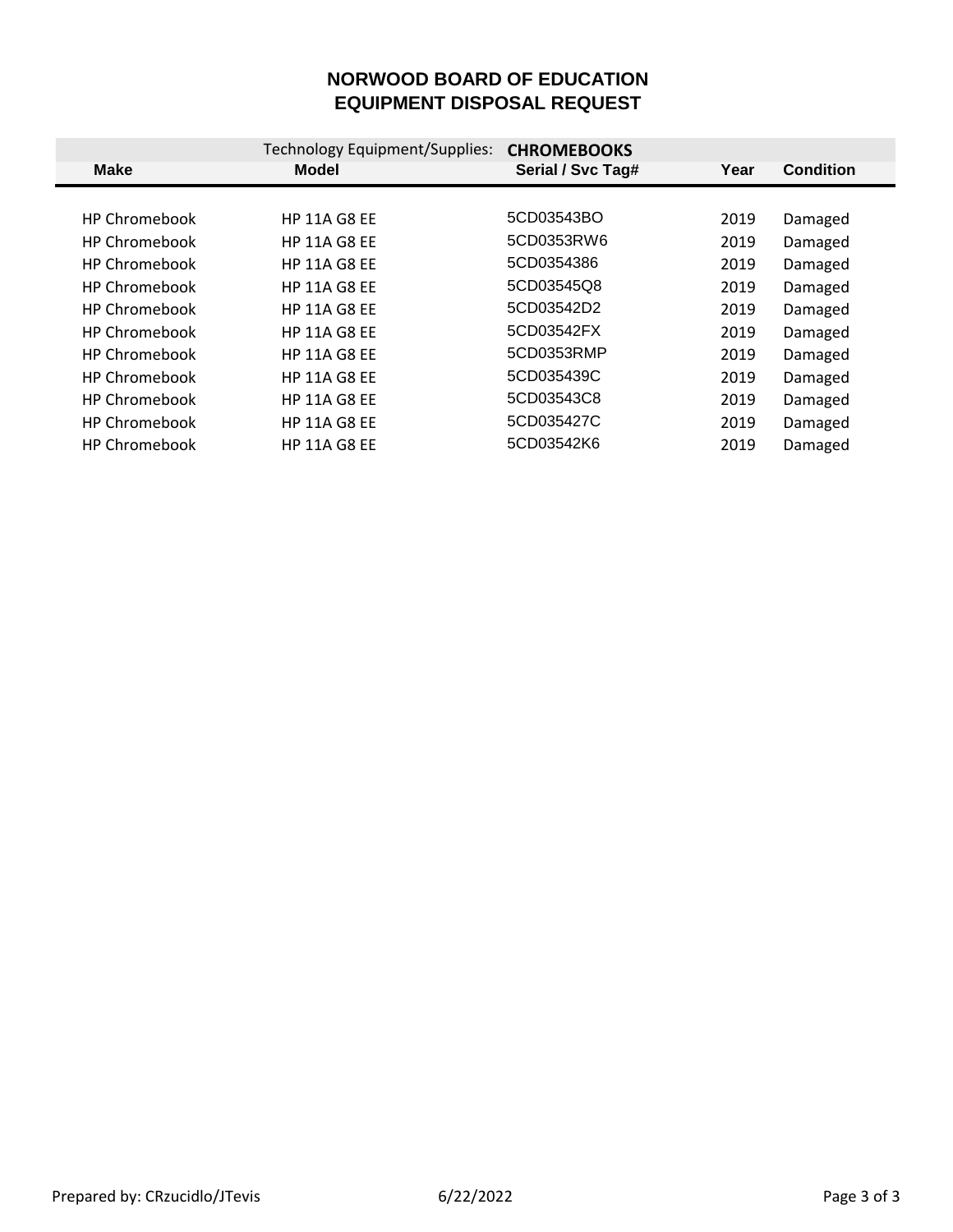**NORWOOD BOARD OF EDUCATION**
**EQUIPMENT DISPOSAL REQUEST**

Technology Equipment/Supplies: **CHROMEBOOKS**

| Make | Model | Serial / Svc Tag# | Year | Condition |
|---|---|---|---|---|
| HP Chromebook | HP 11A G8 EE | 5CD03543BO | 2019 | Damaged |
| HP Chromebook | HP 11A G8 EE | 5CD0353RW6 | 2019 | Damaged |
| HP Chromebook | HP 11A G8 EE | 5CD0354386 | 2019 | Damaged |
| HP Chromebook | HP 11A G8 EE | 5CD03545Q8 | 2019 | Damaged |
| HP Chromebook | HP 11A G8 EE | 5CD03542D2 | 2019 | Damaged |
| HP Chromebook | HP 11A G8 EE | 5CD03542FX | 2019 | Damaged |
| HP Chromebook | HP 11A G8 EE | 5CD0353RMP | 2019 | Damaged |
| HP Chromebook | HP 11A G8 EE | 5CD035439C | 2019 | Damaged |
| HP Chromebook | HP 11A G8 EE | 5CD03543C8 | 2019 | Damaged |
| HP Chromebook | HP 11A G8 EE | 5CD035427C | 2019 | Damaged |
| HP Chromebook | HP 11A G8 EE | 5CD03542K6 | 2019 | Damaged |

Prepared by: CRzucidlo/JTevis 6/22/2022